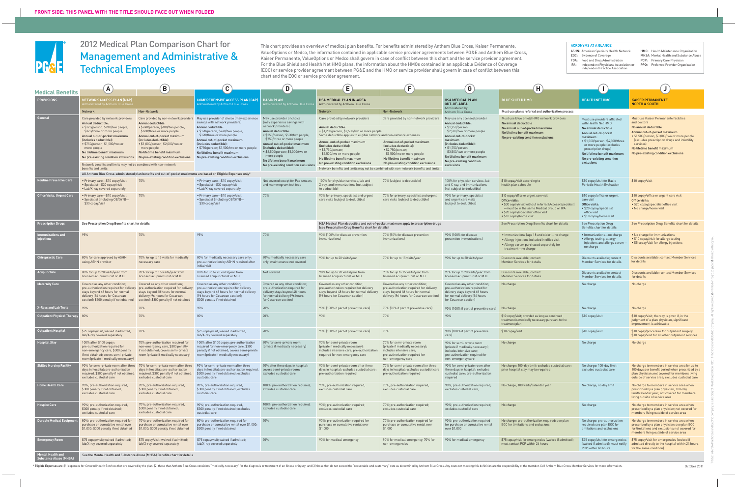FRONT SIDE: THIS PANEL WITH THE TITLE SHOULD FACE OUT WHEN FOLDED

# 2012 Medical Plan Comparison Chart for Management and Administrative & Technical Employees

This chart provides an overview of medical plan benefits. For benefits administered by Anthem Blue Cross, Kaiser Permanente, ValueOptions or Medco, the information contained in applicable service provider agreements between PG&E and Anthem Blue Cross, Kaiser Permanente, ValueOptions or Medco shall govern in case of conflict between this chart and the service provider agreement. For the Blue Shield and Health Net HMO plans, the information about the HMOs contained in an applicable Evidence of Coverage (EOC) or service provider agreement between PG&E and the HMO or service provider shall govern in case of conflict between this chart and the EOC or service provider agreement.

**ACRONYMS AT A GLANCE**

- ASHN: American Specialty Health Network
- EOC: Evidence of Coverage
- FDA: Food and Drug Administration
- IPA: Independent Physicians Association or Independent Practice Association
- HMO: Health Maintenance Organization
- MHSA: Mental Health and Substance Abuse
- PCP: Primary Care Physician
- PPO: Preferred Provider Organization

## Medical Benefits

| PROVISIONS | (A) NETWORK ACCESS PLAN (NAP) Administered by Anthem Blue Cross | | (B) | (C) COMPREHENSIVE ACCESS PLAN (CAP) Administered by Anthem Blue Cross | (D) BASIC PLAN Administered by Anthem Blue Cross | (E) HSA MEDICAL PLAN IN-AREA Administered by Anthem Blue Cross | (F) | (G) HSA MEDICAL PLAN OUT-OF-AREA Administered by Anthem Blue Cross | (H) BLUE SHIELD HMO | (I) HEALTH NET HMO | (J) KAISER PERMANENTE NORTH & SOUTH |
|---|---|---|---|---|---|---|---|---|---|---|---|
| | Network | Non-Network | | | | Network | Non-Network | | Must use plan's referral and authorization process | | |
| **General** | Care provided by network providers<br>**Annual deductible:**<br>• $120/person; $240/two people; $320/three or more people<br>**Annual out-of-pocket maximum (includes deductible):**<br>• $750/person; $1,500/two or more people<br>**No lifetime benefit maximum**<br>**No pre-existing condition exclusions**<br>Network benefits and limits may not be combined with non-network benefits and limits | Care provided by non-network providers<br>**Annual deductible:**<br>• $240/person; $480/two people; $680/three or more people<br>**Annual out-of-pocket maximum (includes deductible):**<br>• $1,000/person; $2,000/two or more people<br>**No lifetime benefit maximum**<br>**No pre-existing condition exclusions** | | May use provider of choice (may experience savings with network providers)<br>**Annual deductible:**<br>• $120/person; $240/two people; $320/three or more people<br>**Annual out-of-pocket maximum (includes deductible):**<br>• $750/person; $1,500/two or more people<br>**No lifetime benefit maximum**<br>**No pre-existing condition exclusions** | May use provider of choice (may experience savings with network providers)<br>**Annual deductible:**<br>• $250/person; $500/two people; $750/three or more people<br>**Annual out-of-pocket maximum (includes deductible):**<br>• $2,500/person; $5,000/two or more people<br>**No lifetime benefit maximum**<br>**No pre-existing condition exclusions** | Care provided by network providers<br>**Annual deductible:**<br>• $1,250/person; $2,500/two or more people<br>Same deductible applies to eligible network and non-network expenses<br>**Annual out-of-pocket maximum (includes deductible):**<br>• $1,750/person; $3,500/two or more people<br>**No lifetime benefit maximum**<br>**No pre-existing condition exclusions**<br>Network benefits and limits may not be combined with non-network benefits and limits | Care provided by non-network providers<br>**Annual out-of-pocket maximum (includes deductible):**<br>• $2,750/person; $5,500/two or more people<br>**No lifetime benefit maximum**<br>**No pre-existing condition exclusions** | May use licensed provider<br>**Annual deductible:**<br>• $1,250/person; $2,500/two or more people<br>**Annual out-of-pocket maximum (includes deductible):**<br>• $1,750/person; $3,500/two or more people<br>**No lifetime benefit maximum**<br>**No pre-existing condition exclusions** | Must use Blue Shield HMO network providers<br>**No annual deductible**<br>**No annual out-of-pocket maximum**<br>**No lifetime benefit maximum**<br>**No pre-existing condition exclusions** | Must use providers affiliated with Health Net HMO<br>**No annual deductible**<br>**Annual out-of-pocket maximum:**<br>• $1,500/person; $4,500/three or more people (excludes prescription drugs)<br>**No lifetime benefit maximum**<br>**No pre-existing condition exclusions** | Must use Kaiser Permanente facilities and doctors<br>**No annual deductible**<br>**Annual out-of-pocket maximum:**<br>• $1,500/person; $3,000/two or more people (excludes prescription drugs and infertility services)<br>**No lifetime benefit maximum**<br>**No pre-existing condition exclusions** |
| | All Anthem Blue Cross-administered plan benefits and out-of-pocket maximums are based on Eligible Expenses only* | | | | | | | | | | |
| **Routine Preventive Care** | • Primary care—$10 copay/visit<br>• Specialist—$30 copay/visit<br>• Lab/X-ray covered separately | 70% | | • Primary care—$10 copay/visit<br>• Specialist—$30 copay/visit<br>• Lab/X-ray covered separately | Not covered except for Pap smears and mammogram test fees | 100% for physician services, lab and X-ray, and immunizations (not subject to deductible) | 70% (subject to deductible) | 100% for physician services, lab and X-ray, and immunizations (not subject to deductible) | $10 copay/visit according to health plan schedule | $10 copay/visit for Basic Periodic Health Evaluation | $10 copay/visit |
| **Office Visits, Urgent Care** | • Primary care—$10 copay/visit<br>• Specialist (including OB/GYN)—$30 copay/visit | 70% | | • Primary care—$10 copay/visit<br>• Specialist (including OB/GYN)—$30 copay/visit | 70% | 90% for primary, specialist and urgent care visits (subject to deductible) | 70% for primary, specialist and urgent care visits (subject to deductible) | 90% for primary, specialist and urgent care visits (subject to deductible) | $10 copay/office or urgent care visit<br>**Office visits:**<br>• $30 copay/visit without referral (Access+Specialist)—must be in the same Medical Group or IPA<br>• $20 copay/specialist office visit<br>• $10 copay/home visit | $10 copay/office or urgent care visit<br>**Office visits:**<br>• $20 copay/specialist office visit<br>• $10 copay/home visit | $10 copay/office or urgent care visit<br>**Office visits:**<br>• $20 copay/specialist office visit<br>• No charge/home visit |
| **Prescription Drugs** | See Prescription Drug Benefits chart for details | | | | | HSA Medical Plan deductible and out-of-pocket maximum apply to prescription drugs (see Prescription Drug Benefits chart for details) | | | See Prescription Drug Benefits chart for details | See Prescription Drug Benefits chart for details | See Prescription Drug Benefits chart for details |
| **Immunizations and Injections** | 95% | 70% | | 95% | 70% | 90% (100% for disease prevention immunizations) | 70% (90% for disease prevention immunizations) | 90% (100% for disease prevention immunizations) | • Immunizations (age 18 and older)—no charge<br>• Allergy injections included in office visit<br>• Allergy serum purchased separately for treatment—no charge | • Immunizations—no charge<br>• Allergy testing, allergy injections and allergy serum—no charge | • No charge for immunizations<br>• $10 copay/visit for allergy testing<br>• $5 copay/visit for allergy injections |
| **Chiropractic Care** | 80% for care approved by ASHN using ASHN provider | 70% for up to 15 visits for medically necessary care | | 80% for medically necessary care only; pre-authorization by ASHN required after initial visit | 70%; medically necessary care only; maintenance not covered | 90% for up to 20 visits/year | 70% for up to 15 visits/year | 90% for up to 20 visits/year | Discounts available; contact Member Services for details | Discounts available; contact Member Services for details | Discounts available; contact Member Services for details |
| **Acupuncture** | 80% for up to 20 visits/year from licensed acupuncturist or M.D. | 70% for up to 15 visits/year from licensed acupuncturist or M.D. | | 80% for up to 20 visits/year from licensed acupuncturist or M.D. | Not covered | 90% for up to 20 visits/year from licensed acupuncturist or M.D. | 70% for up to 15 visits/year from licensed acupuncturist or M.D. | 90% for up to 20 visits/year from licensed acupuncturist or M.D. | Discounts available; contact Member Services for details | Discounts available; contact Member Services for details | Discounts available; contact Member Services for details |
| **Maternity Care** | Covered as any other condition; pre-authorization required for delivery stays beyond 48 hours for normal delivery (96 hours for Cesarean section); $300 penalty if not obtained | Covered as any other condition; pre-authorization required for delivery stays beyond 48 hours for normal delivery (96 hours for Cesarean section); $300 penalty if not obtained | | Covered as any other condition; pre-authorization required for delivery stays beyond 48 hours for normal delivery (96 hours for Cesarean section); $300 penalty if not obtained | Covered as any other condition; pre-authorization required for delivery stays beyond 48 hours for normal delivery (96 hours for Cesarean section) | Covered as any other condition; pre-authorization required for delivery stays beyond 48 hours for normal delivery (96 hours for Cesarean section) | Covered as any other condition; pre-authorization required for delivery stays beyond 48 hours for normal delivery (96 hours for Cesarean section) | Covered as any other condition; pre-authorization required for delivery stays beyond 48 hours for normal delivery (96 hours for Cesarean section) | No charge | No charge | No charge |
| **X-Rays and Lab Tests** | 90% | 70% | | 90% | 70% | 90% (100% if part of preventive care) | 70% (90% if part of preventive care) | 90% (100% if part of preventive care) | No charge | No charge | No charge |
| **Outpatient Physical Therapy** | 80% | 70% | | 80% | 70% | 90% | 70% | 90% | $10 copay/visit; provided as long as continued treatment is medically necessary pursuant to the treatment plan | $10 copay/visit | $10 copay/visit; therapy is given if, in the judgment of a plan physician, significant improvement is achievable |
| **Outpatient Hospital** | $75 copay/visit; waived if admitted; lab/X-ray covered separately | 70% | | $75 copay/visit; waived if admitted; lab/X-ray covered separately | 70% | 90% (100% if part of preventive care) | 70% | 90% (100% if part of preventive care) | $10 copay/visit | $10 copay/visit | $10 copay/procedure for outpatient surgery; $10 copay/visit for all other outpatient services |
| **Hospital Stay** | 100% after $100 copay; pre-authorization required for non-emergency care, $300 penalty if not obtained; covers semi-private room (private if medically necessary) | 70%; pre-authorization required for non-emergency care, $300 penalty if not obtained; covers semi-private room (private if medically necessary) | | 100% after $100 copay; pre-authorization required for non-emergency care, $300 penalty if not obtained; covers semi-private room (private if medically necessary) | 70% for semi-private room (private if medically necessary) | 90% for semi-private room (private if medically necessary); includes intensive care; pre-authorization required for non-emergency care | 70% for semi-private room (private if medically necessary); includes intensive care; pre-authorization required for non-emergency care | 90% for semi-private room (private if medically necessary); includes intensive care; pre-authorization required for non-emergency care | No charge | No charge | No charge |
| **Skilled Nursing Facility** | 90% for semi-private room after three days in hospital; pre-authorization required, $300 penalty if not obtained; excludes custodial care | 70% for semi-private room after three days in hospital; pre-authorization required, $300 penalty if not obtained; excludes custodial care | | 90% for semi-private room after three days in hospital; pre-authorization required, $300 penalty if not obtained; excludes custodial care | 70% after three days in hospital; covers semi-private room; excludes custodial care | 90% for semi-private room after three days in hospital; excludes custodial care; pre-authorization required | 70% for semi-private room after three days in hospital; excludes custodial care; pre-authorization required | 90% for semi-private room after three days in hospital; excludes custodial care; pre-authorization required | No charge; 100-day limit; excludes custodial care; prior hospital stay may be required | No charge; 100-day limit; excludes custodial care | No charge to members in service area for up to 100 days per benefit period when prescribed by a plan physician; not covered for members living outside of service area; excludes custodial care |
| **Home Health Care** | 90%; pre-authorization required, $300 penalty if not obtained; excludes custodial care | 70%; pre-authorization required, $300 penalty if not obtained; excludes custodial care | | 90%; pre-authorization required, $300 penalty if not obtained; excludes custodial care | 100%; pre-authorization required; excludes custodial care | 90%; pre-authorization required; excludes custodial care | 70%; pre-authorization required; excludes custodial care | 90%; pre-authorization required; excludes custodial care; | No charge; 100 visits/calendar year | No charge; no day limit | No charge to members in service area when prescribed by a plan physician; 100-day limit/calendar year; not covered for members living outside of service area |
| **Hospice Care** | 90%; pre-authorization required, $300 penalty if not obtained; excludes custodial care | 70%; pre-authorization required, $300 penalty if not obtained; excludes custodial care | | 90%; pre-authorization required, $300 penalty if not obtained; excludes custodial care | 100%; pre-authorization required; excludes custodial care | 90%; pre-authorization required; excludes custodial care | 70%; pre-authorization required; excludes custodial care | 90%; pre-authorization required; excludes custodial care | No charge | No charge | No charge to members in service area when prescribed by a plan physician; not covered for members living outside of service area |
| **Durable Medical Equipment** | 80%; pre-authorization required for purchase or cumulative rental over $1,000; $300 penalty if not obtained | 70%; pre-authorization required for purchase or cumulative rental over $1,000; $300 penalty if not obtained | | 80%; pre-authorization required for purchase or cumulative rental over $1,000; $300 penalty if not obtained | 70% | 90%; pre-authorization required for purchase or cumulative rental over $1,000 | 70%; pre-authorization required for purchase or cumulative rental over $1,000 | 90%; pre-authorization required for purchase or cumulative rental over $1,000 | No charge; pre-authorization required; see plan EOC for limitations and exclusions | No charge; pre-authorization required; see plan EOC for limitations and exclusions | No charge to members in service area when prescribed by a plan physician; see plan EOC for limitations and exclusions; not covered for members living outside of service area |
| **Emergency Room** | $75 copay/visit; waived if admitted; lab/X-ray covered separately | $75 copay/visit; waived if admitted; lab/X-ray covered separately | | $75 copay/visit; waived if admitted; lab/X-ray covered separately | 70% | 90% for medical emergency | 90% for medical emergency; 70% for non-emergencies | 90% for medical emergency | $75 copay/visit for emergencies (waived if admitted); must contact PCP within 24 hours | $75 copay/visit for emergencies (waived if admitted); must notify PCP within 48 hours | $75 copay/visit for emergencies (waived if admitted directly to the hospital within 24 hours for the same condition) |
| **Mental Health and Substance Abuse (MHSA)** | See the Mental Health and Substance Abuse (MHSA) Benefits chart for details | | | | | | | | | | |

\* **Eligible Expenses are:** (1) expenses for Covered Health Services that are covered by the plan; (2) those that Anthem Blue Cross considers "medically necessary" for the diagnosis or treatment of an illness or injury; and (3) those that do not exceed the "reasonable and customary" rate as determined by Anthem Blue Cross. Any costs not meeting this definition are the responsibility of the member. Call Anthem Blue Cross Member Services for more information.

October 2011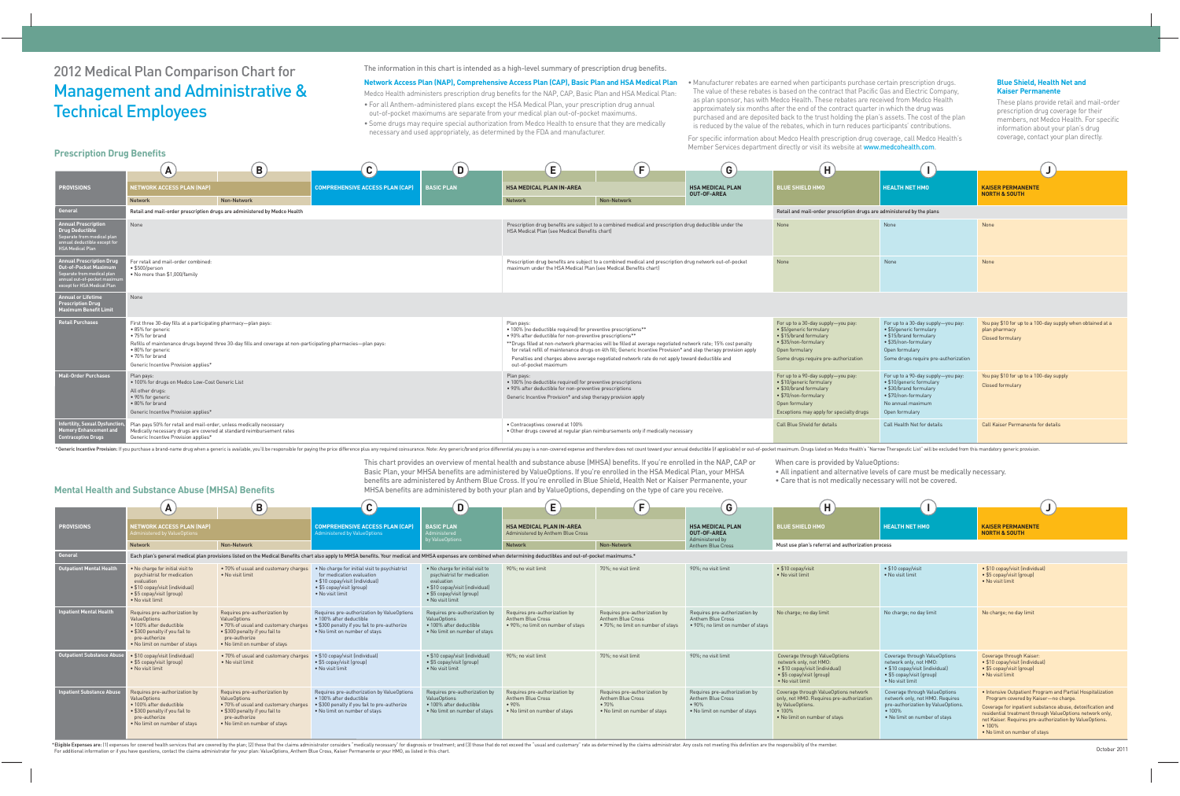# 2012 Medical Plan Comparison Chart for Management and Administrative & Technical Employees

## Prescription Drug Benefits

The information in this chart is intended as a high-level summary of prescription drug benefits.

### Network Access Plan (NAP), Comprehensive Access Plan (CAP), Basic Plan and HSA Medical Plan

Medco Health administers prescription drug benefits for the NAP, CAP, Basic Plan and HSA Medical Plan:

- For all Anthem-administered plans except the HSA Medical Plan, your prescription drug annual out-of-pocket maximums are separate from your medical plan out-of-pocket maximums.
- Some drugs may require special authorization from Medco Health to ensure that they are medically necessary and used appropriately, as determined by the FDA and manufacturer.
- Manufacturer rebates are earned when participants purchase certain prescription drugs. The value of these rebates is based on the contract that Pacific Gas and Electric Company, as plan sponsor, has with Medco Health. These rebates are received from Medco Health approximately six months after the end of the contract quarter in which the drug was purchased and are deposited back to the trust holding the plan's assets. The cost of the plan is reduced by the value of the rebates, which in turn reduces participants' contributions.

For specific information about Medco Health prescription drug coverage, call Medco Health's Member Services department directly or visit its website at www.medcohealth.com.

### Blue Shield, Health Net and Kaiser Permanente

These plans provide retail and mail-order prescription drug coverage for their members, not Medco Health. For specific information about your plan's drug coverage, contact your plan directly.

| PROVISIONS | (A) NETWORK ACCESS PLAN (NAP) | | (B) | (C) COMPREHENSIVE ACCESS PLAN (CAP) | (D) BASIC PLAN | (E) HSA MEDICAL PLAN IN-AREA | (F) | (G) HSA MEDICAL PLAN OUT-OF-AREA | (H) BLUE SHIELD HMO | (I) HEALTH NET HMO | (J) KAISER PERMANENTE NORTH & SOUTH |
|---|---|---|---|---|---|---|---|---|---|---|---|
| | Network | Non-Network | | | | Network | Non-Network | | | | |
| General | Retail and mail-order prescription drugs are administered by Medco Health | | | | | | | | Retail and mail-order prescription drugs are administered by the plans | | |
| Annual Prescription Drug Deductible (Separate from medical plan annual deductible except for HSA Medical Plan) | None | | | | | Prescription drug benefits are subject to a combined medical and prescription drug deductible under the HSA Medical Plan (see Medical Benefits chart) | | | None | None | None |
| Annual Prescription Drug Out-of-Pocket Maximum (Separate from medical plan annual out-of-pocket maximum except for HSA Medical Plan) | For retail and mail-order combined:<br>• $500/person<br>• No more than $1,000/family | | | | | Prescription drug benefits are subject to a combined medical and prescription drug network out-of-pocket maximum under the HSA Medical Plan (see Medical Benefits chart) | | | None | None | None |
| Annual or Lifetime Prescription Drug Maximum Benefit Limit | None | | | | | | | | | | |
| Retail Purchases | First three 30-day fills at a participating pharmacy—plan pays:<br>• 85% for generic<br>• 75% for brand<br>Refills of maintenance drugs beyond three 30-day fills and coverage at non-participating pharmacies—plan pays:<br>• 80% for generic<br>• 70% for brand<br>Generic Incentive Provision applies* | | | | | Plan pays:<br>• 100% (no deductible required) for preventive prescriptions**<br>• 90% after deductible for non-preventive prescriptions**<br>**Drugs filled at non-network pharmacies will be filled at average negotiated network rate; 15% cost penalty for retail refill of maintenance drugs on 4th fill; Generic Incentive Provision* and step therapy provision apply<br>Penalties and charges above average negotiated network rate do not apply toward deductible and out-of-pocket maximum | | | For up to a 30-day supply—you pay:<br>• $5/generic formulary<br>• $15/brand formulary<br>• $35/non-formulary<br>Open formulary<br>Some drugs require pre-authorization | For up to a 30-day supply—you pay:<br>• $5/generic formulary<br>• $15/brand formulary<br>• $35/non-formulary<br>Open formulary<br>Some drugs require pre-authorization | You pay $10 for up to a 100-day supply when obtained at a plan pharmacy<br>Closed formulary |
| Mail-Order Purchases | Plan pays:<br>• 100% for drugs on Medco Low-Cost Generic List<br>All other drugs:<br>• 90% for generic<br>• 80% for brand<br>Generic Incentive Provision applies* | | | | | Plan pays:<br>• 100% (no deductible required) for preventive prescriptions<br>• 90% after deductible for non-preventive prescriptions<br>Generic Incentive Provision* and step therapy provision apply | | | For up to a 90-day supply—you pay:<br>• $10/generic formulary<br>• $30/brand formulary<br>• $70/non-formulary<br>Open formulary<br>Exceptions may apply for specialty drugs | For up to a 90-day supply—you pay:<br>• $10/generic formulary<br>• $30/brand formulary<br>• $70/non-formulary<br>No annual maximum<br>Open formulary | You pay $10 for up to a 100-day supply<br>Closed formulary |
| Infertility, Sexual Dysfunction, Memory Enhancement and Contraceptive Drugs | Plan pays 50% for retail and mail-order, unless medically necessary<br>Medically necessary drugs are covered at standard reimbursement rates<br>Generic Incentive Provision applies* | | | | | • Contraceptives covered at 100%<br>• Other drugs covered at regular plan reimbursements only if medically necessary | | | Call Blue Shield for details | Call Health Net for details | Call Kaiser Permanente for details |

*Generic Incentive Provision: If you purchase a brand-name drug when a generic is available, you'll be responsible for paying the price difference plus any required coinsurance. Note: Any generic/brand price differential you pay is a non-covered expense and therefore does not count toward your annual deductible (if applicable) or out-of-pocket maximum. Drugs listed on Medco Health's "Narrow Therapeutic List" will be excluded from this mandatory generic provision.

## Mental Health and Substance Abuse (MHSA) Benefits

This chart provides an overview of mental health and substance abuse (MHSA) benefits. If you're enrolled in the NAP, CAP or Basic Plan, your MHSA benefits are administered by ValueOptions. If you're enrolled in the HSA Medical Plan, your MHSA benefits are administered by Anthem Blue Cross. If you're enrolled in Blue Shield, Health Net or Kaiser Permanente, your MHSA benefits are administered by both your plan and by ValueOptions, depending on the type of care you receive.

When care is provided by ValueOptions:

- All inpatient and alternative levels of care must be medically necessary.
- Care that is not medically necessary will not be covered.

| PROVISIONS | (A) NETWORK ACCESS PLAN (NAP) Administered by ValueOptions | (B) | (C) COMPREHENSIVE ACCESS PLAN (CAP) Administered by ValueOptions | (D) BASIC PLAN Administered by ValueOptions | (E) HSA MEDICAL PLAN IN-AREA Administered by Anthem Blue Cross | (F) | (G) HSA MEDICAL PLAN OUT-OF-AREA Administered by Anthem Blue Cross | (H) BLUE SHIELD HMO | (I) HEALTH NET HMO | (J) KAISER PERMANENTE NORTH & SOUTH |
|---|---|---|---|---|---|---|---|---|---|---|
| | Network | Non-Network | | | Network | Non-Network | | Must use plan's referral and authorization process | | |
| General | Each plan's general medical plan provisions listed on the Medical Benefits chart also apply to MHSA benefits. Your medical and MHSA expenses are combined when determining deductibles and out-of-pocket maximums.* | | | | | | | | | |
| Outpatient Mental Health | • No charge for initial visit to psychiatrist for medication evaluation<br>• $10 copay/visit (individual)<br>• $5 copay/visit (group)<br>• No visit limit | • 70% of usual and customary charges<br>• No visit limit | • No charge for initial visit to psychiatrist for medication evaluation<br>• $10 copay/visit (individual)<br>• $5 copay/visit (group)<br>• No visit limit | • No charge for initial visit to psychiatrist for medication evaluation<br>• $10 copay/visit (individual)<br>• $5 copay/visit (group)<br>• No visit limit | 90%; no visit limit | 70%; no visit limit | 90%; no visit limit | • $10 copay/visit<br>• No visit limit | • $10 copay/visit<br>• No visit limit | • $10 copay/visit (individual)<br>• $5 copay/visit (group)<br>• No visit limit |
| Inpatient Mental Health | Requires pre-authorization by ValueOptions<br>• 100% after deductible<br>• $300 penalty if you fail to pre-authorize<br>• No limit on number of stays | Requires pre-authorization by ValueOptions<br>• 70% of usual and customary charges<br>• $300 penalty if you fail to pre-authorize<br>• No limit on number of stays | Requires pre-authorization by ValueOptions<br>• 100% after deductible<br>• $300 penalty if you fail to pre-authorize<br>• No limit on number of stays | Requires pre-authorization by ValueOptions<br>• 100% after deductible<br>• No limit on number of stays | Requires pre-authorization by Anthem Blue Cross<br>• 90%; no limit on number of stays | Requires pre-authorization by Anthem Blue Cross<br>• 70%; no limit on number of stays | Requires pre-authorization by Anthem Blue Cross<br>• 90%; no limit on number of stays | No charge; no day limit | No charge; no day limit | No charge; no day limit |
| Outpatient Substance Abuse | • $10 copay/visit (individual)<br>• $5 copay/visit (group)<br>• No visit limit | • 70% of usual and customary charges<br>• No visit limit | • $10 copay/visit (individual)<br>• $5 copay/visit (group)<br>• No visit limit | • $10 copay/visit (individual)<br>• $5 copay/visit (group)<br>• No visit limit | 90%; no visit limit | 70%; no visit limit | 90%; no visit limit | Coverage through ValueOptions network only, not HMO:<br>• $10 copay/visit (individual)<br>• $5 copay/visit (group)<br>• No visit limit | Coverage through ValueOptions network only, not HMO:<br>• $10 copay/visit (individual)<br>• $5 copay/visit (group)<br>• No visit limit | Coverage through Kaiser:<br>• $10 copay/visit (individual)<br>• $5 copay/visit (group)<br>• No visit limit |
| Inpatient Substance Abuse | Requires pre-authorization by ValueOptions<br>• 100% after deductible<br>• $300 penalty if you fail to pre-authorize<br>• No limit on number of stays | Requires pre-authorization by ValueOptions<br>• 70% of usual and customary charges<br>• $300 penalty if you fail to pre-authorize<br>• No limit on number of stays | Requires pre-authorization by ValueOptions<br>• 100% after deductible<br>• $300 penalty if you fail to pre-authorize<br>• No limit on number of stays | Requires pre-authorization by ValueOptions<br>• 100% after deductible<br>• No limit on number of stays | Requires pre-authorization by Anthem Blue Cross<br>• 90%<br>• No limit on number of stays | Requires pre-authorization by Anthem Blue Cross<br>• 70%<br>• No limit on number of stays | Requires pre-authorization by Anthem Blue Cross<br>• 90%<br>• No limit on number of stays | Coverage through ValueOptions network only, not HMO. Requires pre-authorization by ValueOptions.<br>• 100%<br>• No limit on number of stays | Coverage through ValueOptions network only, not HMO. Requires pre-authorization by ValueOptions.<br>• 100%<br>• No limit on number of stays | • Intensive Outpatient Program and Partial Hospitalization Program covered by Kaiser—no charge.<br>Coverage for inpatient substance abuse, detoxification and residential treatment through ValueOptions network only, not Kaiser. Requires pre-authorization by ValueOptions.<br>• 100%<br>• No limit on number of stays |

*Eligible Expenses are: (1) expenses for covered health services that are covered by the plan; (2) those that the claims administrator considers "medically necessary" for diagnosis or treatment; and (3) those that do not exceed the "usual and customary" rate as determined by the claims administrator. Any costs not meeting this definition are the responsibility of the member.
For additional information or if you have questions, contact the claims administrator for your plan: ValueOptions, Anthem Blue Cross, Kaiser Permanente or your HMO, as listed in this chart.

October 2011